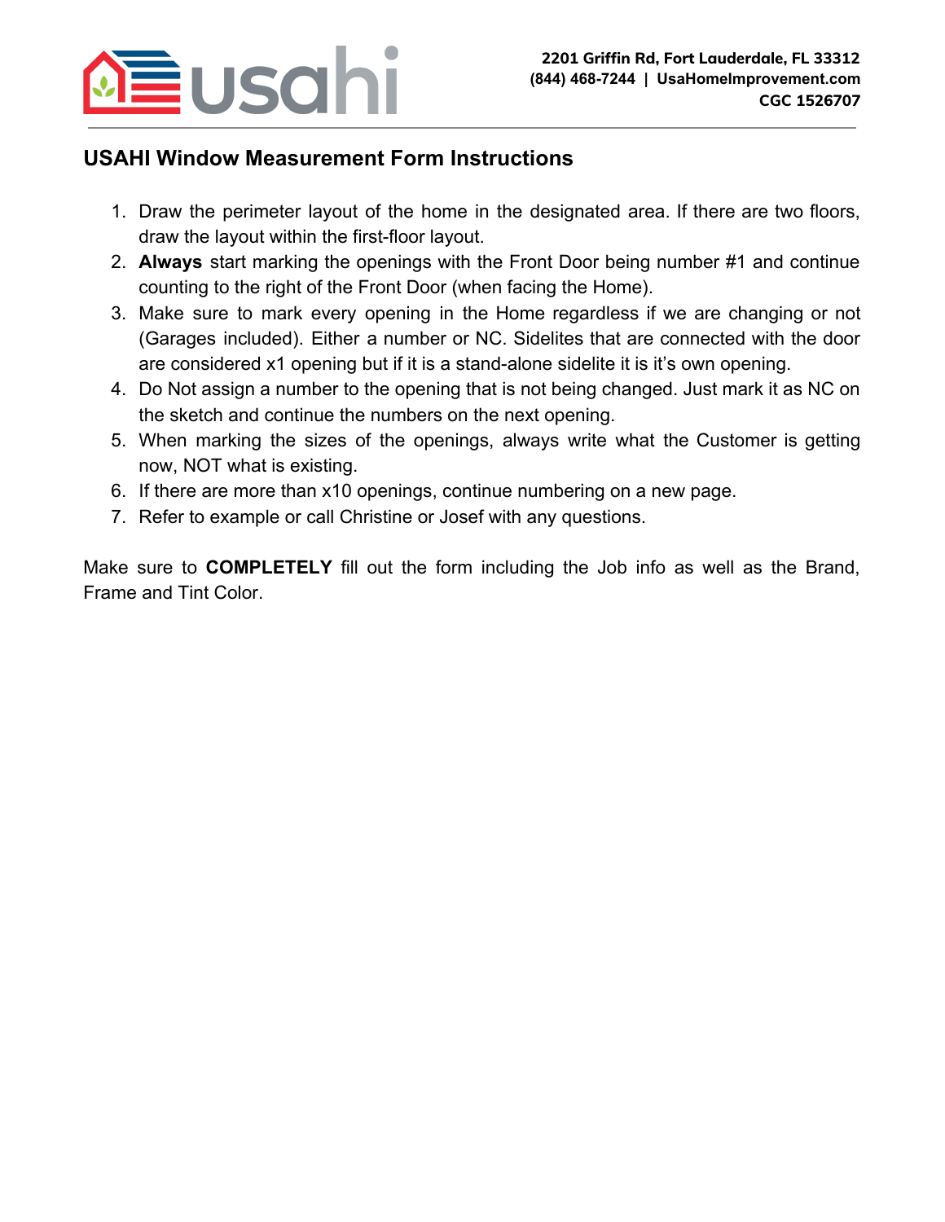2201 Griffin Rd, Fort Lauderdale, FL 33312
(844) 468-7244 | UsaHomeImprovement.com
CGC 1526707

## USAHI Window Measurement Form Instructions

1. Draw the perimeter layout of the home in the designated area. If there are two floors, draw the layout within the first-floor layout.
2. **Always** start marking the openings with the Front Door being number #1 and continue counting to the right of the Front Door (when facing the Home).
3. Make sure to mark every opening in the Home regardless if we are changing or not (Garages included). Either a number or NC. Sidelites that are connected with the door are considered x1 opening but if it is a stand-alone sidelite it is it's own opening.
4. Do Not assign a number to the opening that is not being changed. Just mark it as NC on the sketch and continue the numbers on the next opening.
5. When marking the sizes of the openings, always write what the Customer is getting now, NOT what is existing.
6. If there are more than x10 openings, continue numbering on a new page.
7. Refer to example or call Christine or Josef with any questions.

Make sure to **COMPLETELY** fill out the form including the Job info as well as the Brand, Frame and Tint Color.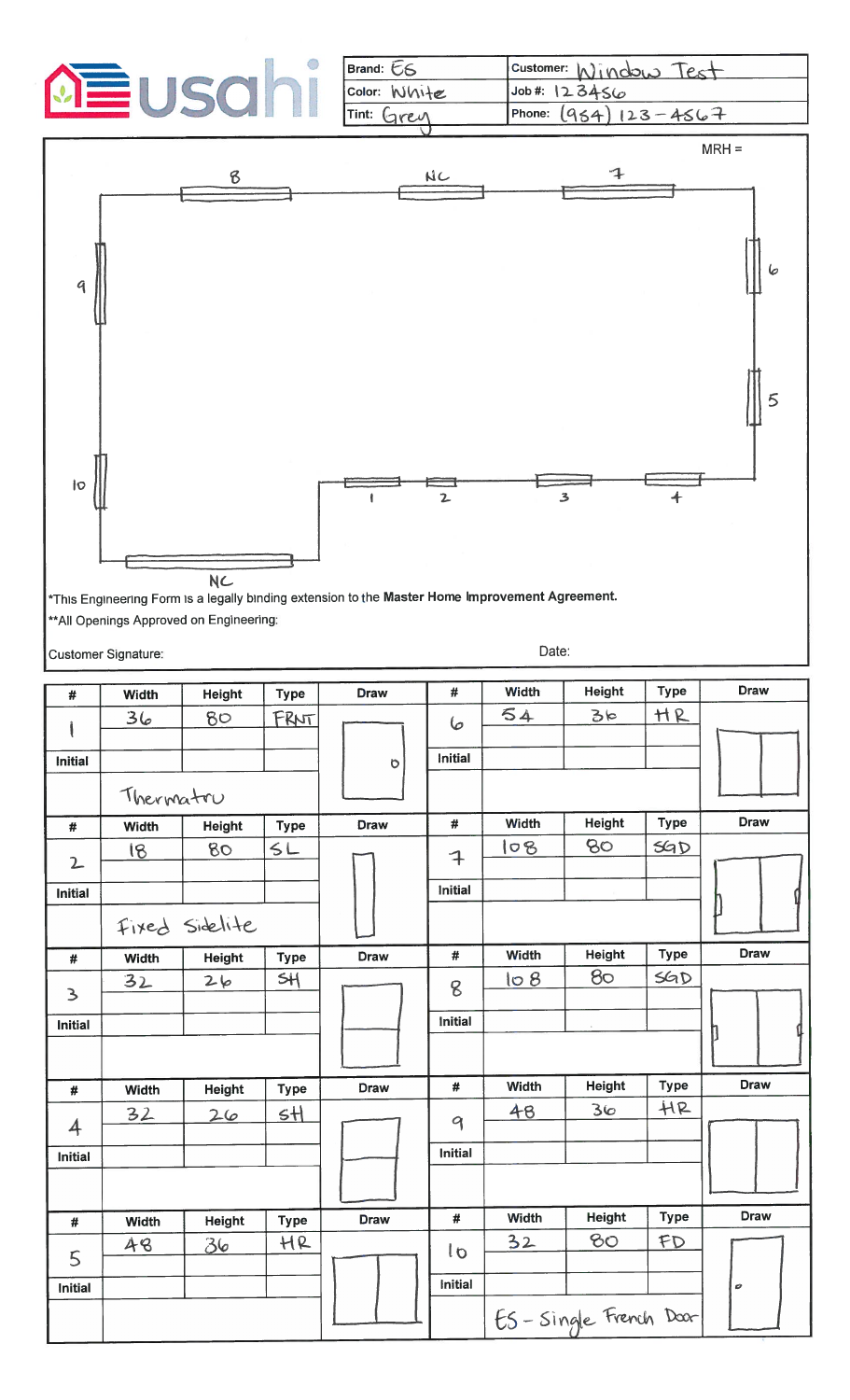| | |
|---|---|
| Brand: ES | Customer: Window Test |
| Color: White | Job #: 123456 |
| Tint: Grey | Phone: (984) 123-4567 |

MRH =

8

NC

7

9

6

5

10

1

2

3

4

NC

*This Engineering Form is a legally binding extension to the **Master Home Improvement Agreement.**

**All Openings Approved on Engineering:

Customer Signature:

Date:

| # | Width | Height | Type | Draw | # | Width | Height | Type | Draw |
|---|---|---|---|---|---|---|---|---|---|
| 1 | 36 | 80 | FRNT | | 6 | 54 | 36 | HR | |
| Initial | | | | | Initial | | | | |
| | Thermatru | | | | | | | | |
| 2 | 18 | 80 | SL | | 7 | 108 | 80 | SGD | |
| Initial | | | | | Initial | | | | |
| | Fixed Sidelite | | | | | | | | |
| 3 | 32 | 26 | SH | | 8 | 108 | 80 | SGD | |
| Initial | | | | | Initial | | | | |
| 4 | 32 | 26 | SH | | 9 | 48 | 36 | HR | |
| Initial | | | | | Initial | | | | |
| 5 | 48 | 36 | HR | | 10 | 32 | 80 | FD | |
| Initial | | | | | Initial | | | | |
| | | | | | | ES - Single French Door | | | |